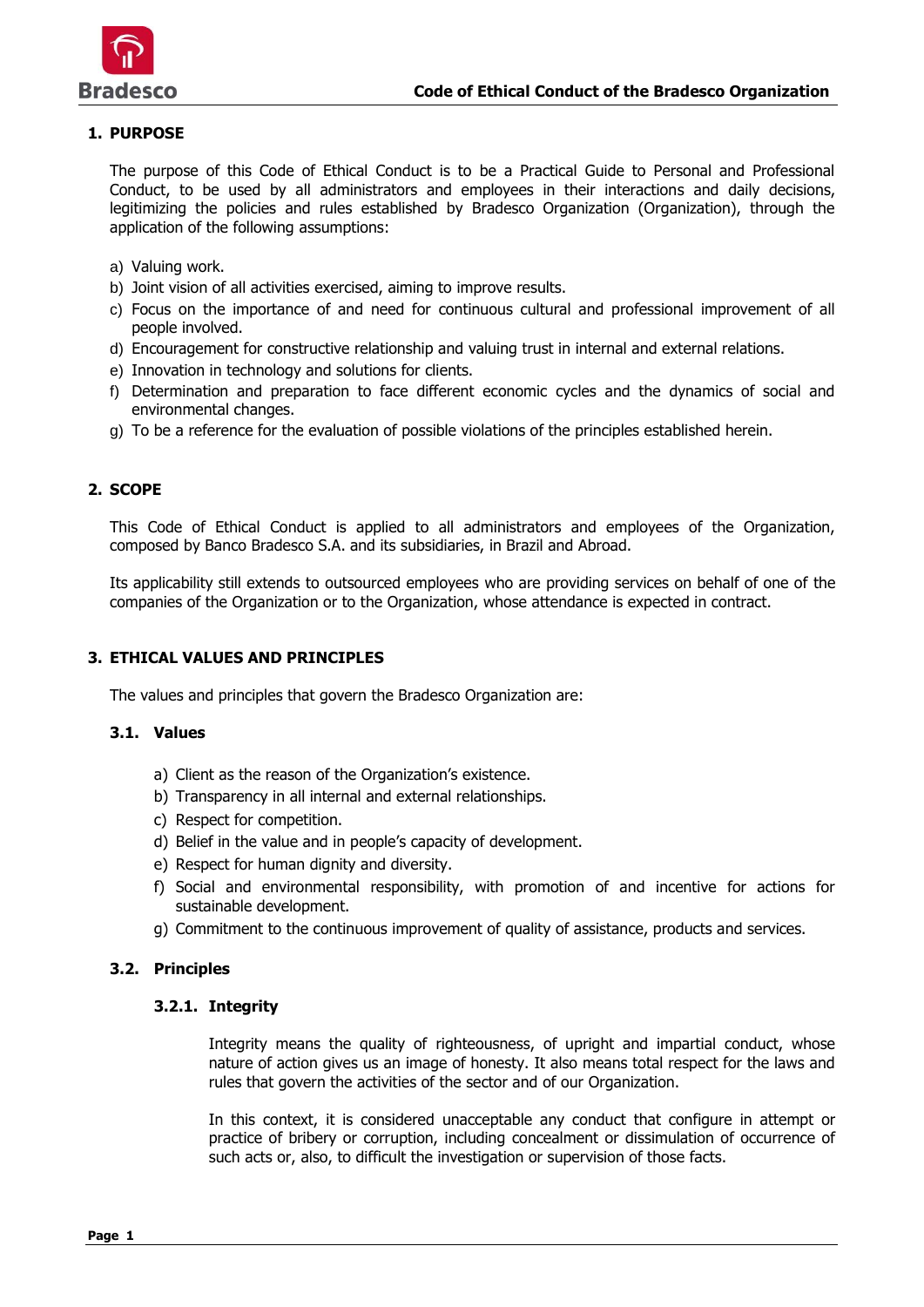## 1. PURPOSE

The purpose of this Code of Ethical Conduct is to be a Practical Guide to Personal and Professional Conduct, to be used by all administrators and employees in their interactions and daily decisions, legitimizing the policies and rules established by Bradesco Organization (Organization), through the application of the following assumptions:

a) Valuing work.
b) Joint vision of all activities exercised, aiming to improve results.
c) Focus on the importance of and need for continuous cultural and professional improvement of all people involved.
d) Encouragement for constructive relationship and valuing trust in internal and external relations.
e) Innovation in technology and solutions for clients.
f) Determination and preparation to face different economic cycles and the dynamics of social and environmental changes.
g) To be a reference for the evaluation of possible violations of the principles established herein.

## 2. SCOPE

This Code of Ethical Conduct is applied to all administrators and employees of the Organization, composed by Banco Bradesco S.A. and its subsidiaries, in Brazil and Abroad.

Its applicability still extends to outsourced employees who are providing services on behalf of one of the companies of the Organization or to the Organization, whose attendance is expected in contract.

## 3. ETHICAL VALUES AND PRINCIPLES

The values and principles that govern the Bradesco Organization are:

### 3.1. Values

a) Client as the reason of the Organization's existence.
b) Transparency in all internal and external relationships.
c) Respect for competition.
d) Belief in the value and in people's capacity of development.
e) Respect for human dignity and diversity.
f) Social and environmental responsibility, with promotion of and incentive for actions for sustainable development.
g) Commitment to the continuous improvement of quality of assistance, products and services.

### 3.2. Principles

#### 3.2.1. Integrity

Integrity means the quality of righteousness, of upright and impartial conduct, whose nature of action gives us an image of honesty. It also means total respect for the laws and rules that govern the activities of the sector and of our Organization.

In this context, it is considered unacceptable any conduct that configure in attempt or practice of bribery or corruption, including concealment or dissimulation of occurrence of such acts or, also, to difficult the investigation or supervision of those facts.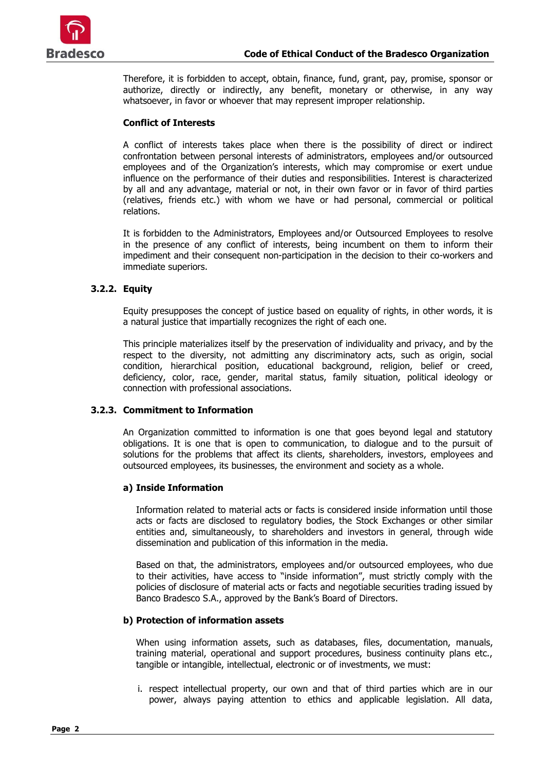Therefore, it is forbidden to accept, obtain, finance, fund, grant, pay, promise, sponsor or authorize, directly or indirectly, any benefit, monetary or otherwise, in any way whatsoever, in favor or whoever that may represent improper relationship.

**Conflict of Interests**

A conflict of interests takes place when there is the possibility of direct or indirect confrontation between personal interests of administrators, employees and/or outsourced employees and of the Organization's interests, which may compromise or exert undue influence on the performance of their duties and responsibilities. Interest is characterized by all and any advantage, material or not, in their own favor or in favor of third parties (relatives, friends etc.) with whom we have or had personal, commercial or political relations.

It is forbidden to the Administrators, Employees and/or Outsourced Employees to resolve in the presence of any conflict of interests, being incumbent on them to inform their impediment and their consequent non-participation in the decision to their co-workers and immediate superiors.

### 3.2.2. Equity

Equity presupposes the concept of justice based on equality of rights, in other words, it is a natural justice that impartially recognizes the right of each one.

This principle materializes itself by the preservation of individuality and privacy, and by the respect to the diversity, not admitting any discriminatory acts, such as origin, social condition, hierarchical position, educational background, religion, belief or creed, deficiency, color, race, gender, marital status, family situation, political ideology or connection with professional associations.

### 3.2.3. Commitment to Information

An Organization committed to information is one that goes beyond legal and statutory obligations. It is one that is open to communication, to dialogue and to the pursuit of solutions for the problems that affect its clients, shareholders, investors, employees and outsourced employees, its businesses, the environment and society as a whole.

**a) Inside Information**

Information related to material acts or facts is considered inside information until those acts or facts are disclosed to regulatory bodies, the Stock Exchanges or other similar entities and, simultaneously, to shareholders and investors in general, through wide dissemination and publication of this information in the media.

Based on that, the administrators, employees and/or outsourced employees, who due to their activities, have access to "inside information", must strictly comply with the policies of disclosure of material acts or facts and negotiable securities trading issued by Banco Bradesco S.A., approved by the Bank's Board of Directors.

**b) Protection of information assets**

When using information assets, such as databases, files, documentation, manuals, training material, operational and support procedures, business continuity plans etc., tangible or intangible, intellectual, electronic or of investments, we must:

i. respect intellectual property, our own and that of third parties which are in our power, always paying attention to ethics and applicable legislation. All data,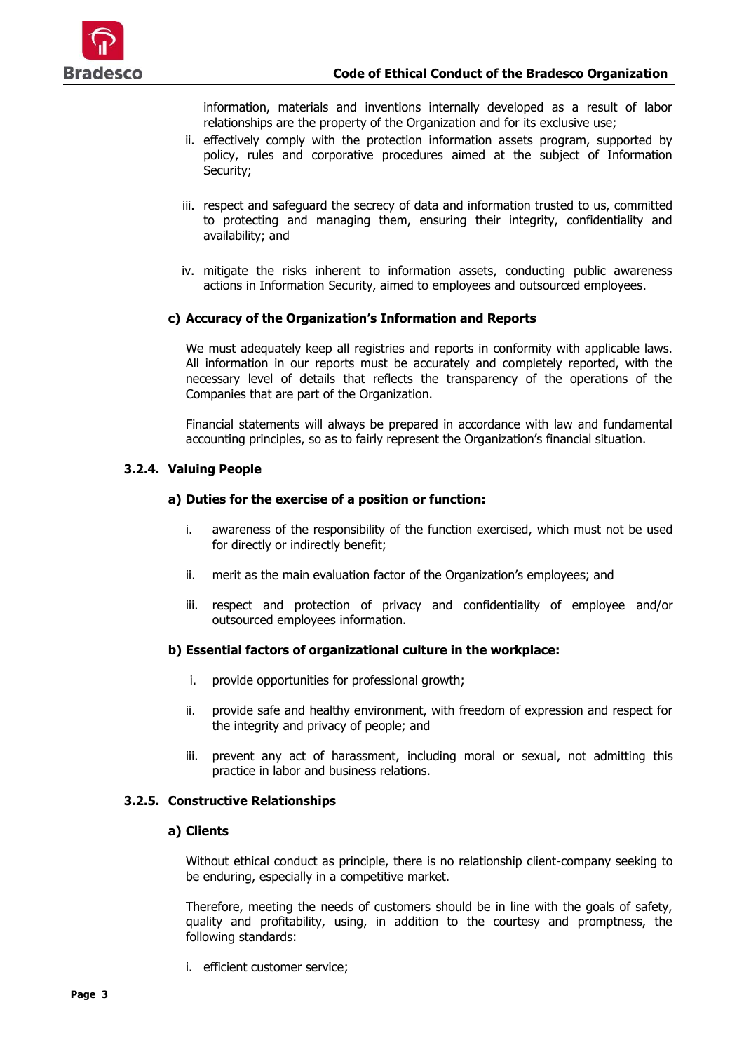information, materials and inventions internally developed as a result of labor relationships are the property of the Organization and for its exclusive use;

ii. effectively comply with the protection information assets program, supported by policy, rules and corporative procedures aimed at the subject of Information Security;

iii. respect and safeguard the secrecy of data and information trusted to us, committed to protecting and managing them, ensuring their integrity, confidentiality and availability; and

iv. mitigate the risks inherent to information assets, conducting public awareness actions in Information Security, aimed to employees and outsourced employees.

**c) Accuracy of the Organization's Information and Reports**

We must adequately keep all registries and reports in conformity with applicable laws. All information in our reports must be accurately and completely reported, with the necessary level of details that reflects the transparency of the operations of the Companies that are part of the Organization.

Financial statements will always be prepared in accordance with law and fundamental accounting principles, so as to fairly represent the Organization's financial situation.

### 3.2.4. Valuing People

**a) Duties for the exercise of a position or function:**

i. awareness of the responsibility of the function exercised, which must not be used for directly or indirectly benefit;

ii. merit as the main evaluation factor of the Organization's employees; and

iii. respect and protection of privacy and confidentiality of employee and/or outsourced employees information.

**b) Essential factors of organizational culture in the workplace:**

i. provide opportunities for professional growth;

ii. provide safe and healthy environment, with freedom of expression and respect for the integrity and privacy of people; and

iii. prevent any act of harassment, including moral or sexual, not admitting this practice in labor and business relations.

### 3.2.5. Constructive Relationships

**a) Clients**

Without ethical conduct as principle, there is no relationship client-company seeking to be enduring, especially in a competitive market.

Therefore, meeting the needs of customers should be in line with the goals of safety, quality and profitability, using, in addition to the courtesy and promptness, the following standards:

i. efficient customer service;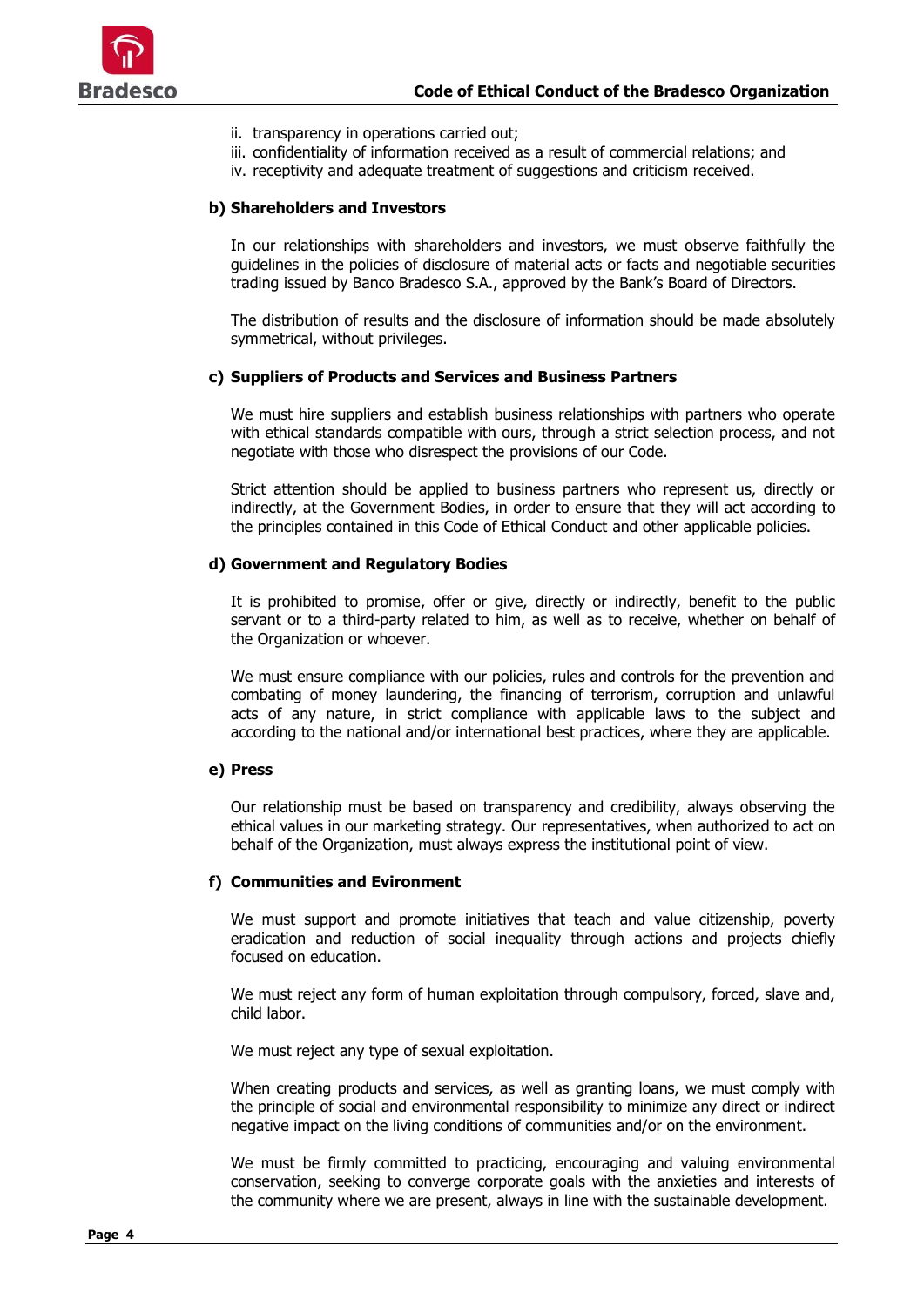ii. transparency in operations carried out;
iii. confidentiality of information received as a result of commercial relations; and
iv. receptivity and adequate treatment of suggestions and criticism received.

**b) Shareholders and Investors**

In our relationships with shareholders and investors, we must observe faithfully the guidelines in the policies of disclosure of material acts or facts and negotiable securities trading issued by Banco Bradesco S.A., approved by the Bank's Board of Directors.

The distribution of results and the disclosure of information should be made absolutely symmetrical, without privileges.

**c) Suppliers of Products and Services and Business Partners**

We must hire suppliers and establish business relationships with partners who operate with ethical standards compatible with ours, through a strict selection process, and not negotiate with those who disrespect the provisions of our Code.

Strict attention should be applied to business partners who represent us, directly or indirectly, at the Government Bodies, in order to ensure that they will act according to the principles contained in this Code of Ethical Conduct and other applicable policies.

**d) Government and Regulatory Bodies**

It is prohibited to promise, offer or give, directly or indirectly, benefit to the public servant or to a third-party related to him, as well as to receive, whether on behalf of the Organization or whoever.

We must ensure compliance with our policies, rules and controls for the prevention and combating of money laundering, the financing of terrorism, corruption and unlawful acts of any nature, in strict compliance with applicable laws to the subject and according to the national and/or international best practices, where they are applicable.

**e) Press**

Our relationship must be based on transparency and credibility, always observing the ethical values in our marketing strategy. Our representatives, when authorized to act on behalf of the Organization, must always express the institutional point of view.

**f) Communities and Evironment**

We must support and promote initiatives that teach and value citizenship, poverty eradication and reduction of social inequality through actions and projects chiefly focused on education.

We must reject any form of human exploitation through compulsory, forced, slave and, child labor.

We must reject any type of sexual exploitation.

When creating products and services, as well as granting loans, we must comply with the principle of social and environmental responsibility to minimize any direct or indirect negative impact on the living conditions of communities and/or on the environment.

We must be firmly committed to practicing, encouraging and valuing environmental conservation, seeking to converge corporate goals with the anxieties and interests of the community where we are present, always in line with the sustainable development.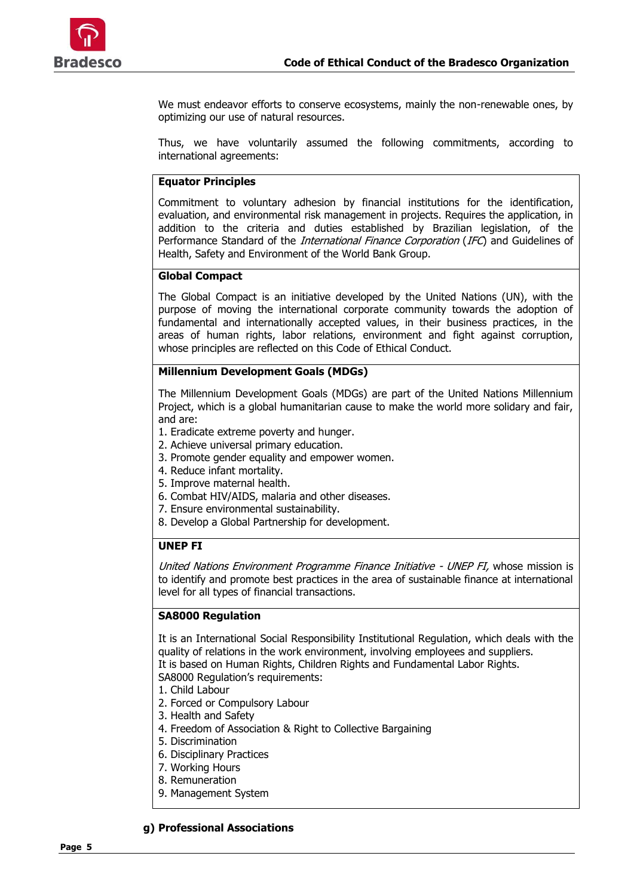We must endeavor efforts to conserve ecosystems, mainly the non-renewable ones, by optimizing our use of natural resources.

Thus, we have voluntarily assumed the following commitments, according to international agreements:

**Equator Principles**

Commitment to voluntary adhesion by financial institutions for the identification, evaluation, and environmental risk management in projects. Requires the application, in addition to the criteria and duties established by Brazilian legislation, of the Performance Standard of the *International Finance Corporation* (*IFC*) and Guidelines of Health, Safety and Environment of the World Bank Group.

**Global Compact**

The Global Compact is an initiative developed by the United Nations (UN), with the purpose of moving the international corporate community towards the adoption of fundamental and internationally accepted values, in their business practices, in the areas of human rights, labor relations, environment and fight against corruption, whose principles are reflected on this Code of Ethical Conduct.

**Millennium Development Goals (MDGs)**

The Millennium Development Goals (MDGs) are part of the United Nations Millennium Project, which is a global humanitarian cause to make the world more solidary and fair, and are:

1. Eradicate extreme poverty and hunger.
2. Achieve universal primary education.
3. Promote gender equality and empower women.
4. Reduce infant mortality.
5. Improve maternal health.
6. Combat HIV/AIDS, malaria and other diseases.
7. Ensure environmental sustainability.
8. Develop a Global Partnership for development.

**UNEP FI**

*United Nations Environment Programme Finance Initiative - UNEP FI,* whose mission is to identify and promote best practices in the area of sustainable finance at international level for all types of financial transactions.

**SA8000 Regulation**

It is an International Social Responsibility Institutional Regulation, which deals with the quality of relations in the work environment, involving employees and suppliers.
It is based on Human Rights, Children Rights and Fundamental Labor Rights.
SA8000 Regulation's requirements:

1. Child Labour
2. Forced or Compulsory Labour
3. Health and Safety
4. Freedom of Association & Right to Collective Bargaining
5. Discrimination
6. Disciplinary Practices
7. Working Hours
8. Remuneration
9. Management System

**g) Professional Associations**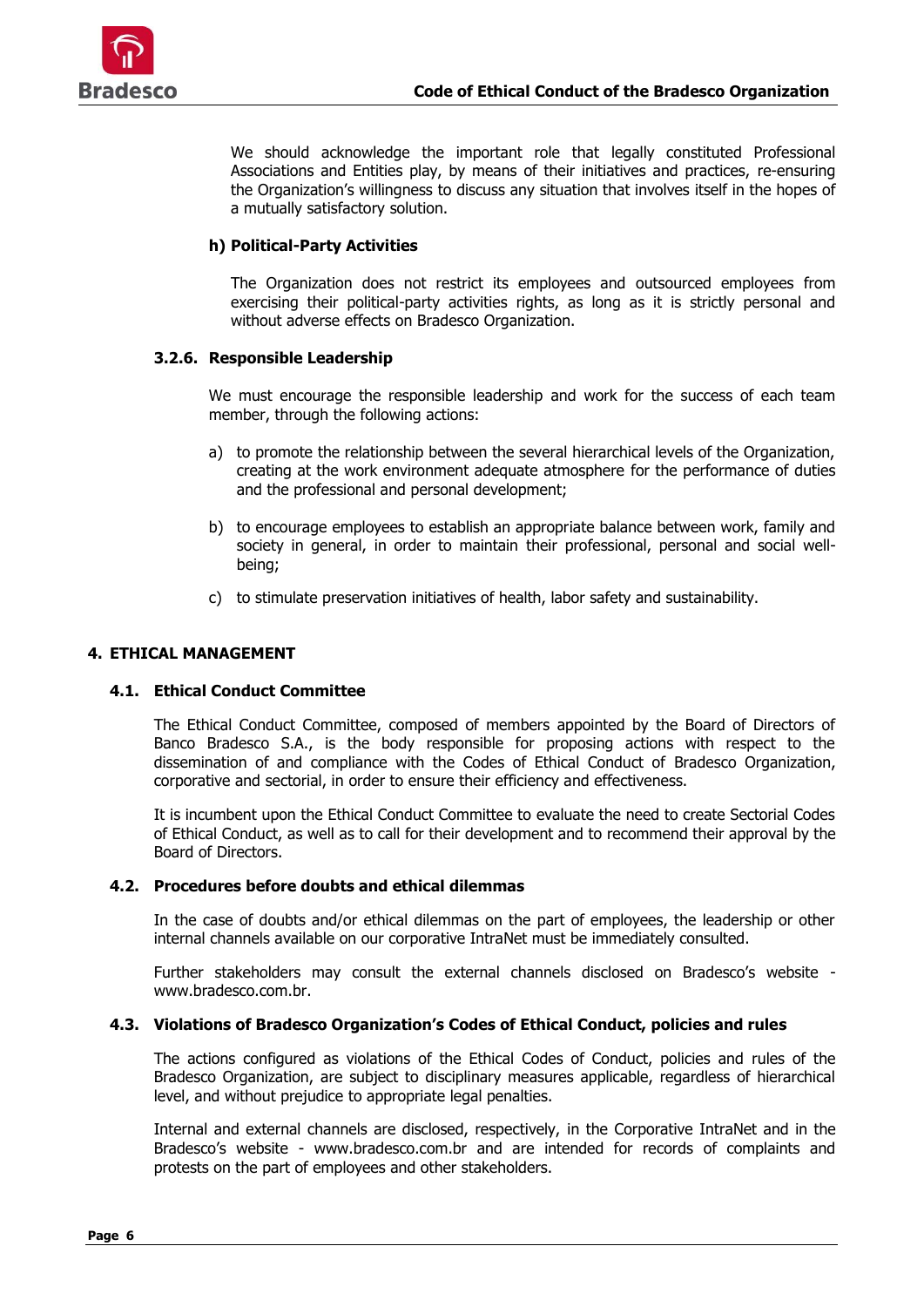We should acknowledge the important role that legally constituted Professional Associations and Entities play, by means of their initiatives and practices, re-ensuring the Organization's willingness to discuss any situation that involves itself in the hopes of a mutually satisfactory solution.

**h) Political-Party Activities**

The Organization does not restrict its employees and outsourced employees from exercising their political-party activities rights, as long as it is strictly personal and without adverse effects on Bradesco Organization.

### 3.2.6. Responsible Leadership

We must encourage the responsible leadership and work for the success of each team member, through the following actions:

a) to promote the relationship between the several hierarchical levels of the Organization, creating at the work environment adequate atmosphere for the performance of duties and the professional and personal development;

b) to encourage employees to establish an appropriate balance between work, family and society in general, in order to maintain their professional, personal and social well-being;

c) to stimulate preservation initiatives of health, labor safety and sustainability.

## 4. ETHICAL MANAGEMENT

### 4.1. Ethical Conduct Committee

The Ethical Conduct Committee, composed of members appointed by the Board of Directors of Banco Bradesco S.A., is the body responsible for proposing actions with respect to the dissemination of and compliance with the Codes of Ethical Conduct of Bradesco Organization, corporative and sectorial, in order to ensure their efficiency and effectiveness.

It is incumbent upon the Ethical Conduct Committee to evaluate the need to create Sectorial Codes of Ethical Conduct, as well as to call for their development and to recommend their approval by the Board of Directors.

### 4.2. Procedures before doubts and ethical dilemmas

In the case of doubts and/or ethical dilemmas on the part of employees, the leadership or other internal channels available on our corporative IntraNet must be immediately consulted.

Further stakeholders may consult the external channels disclosed on Bradesco's website - www.bradesco.com.br.

### 4.3. Violations of Bradesco Organization's Codes of Ethical Conduct, policies and rules

The actions configured as violations of the Ethical Codes of Conduct, policies and rules of the Bradesco Organization, are subject to disciplinary measures applicable, regardless of hierarchical level, and without prejudice to appropriate legal penalties.

Internal and external channels are disclosed, respectively, in the Corporative IntraNet and in the Bradesco's website - www.bradesco.com.br and are intended for records of complaints and protests on the part of employees and other stakeholders.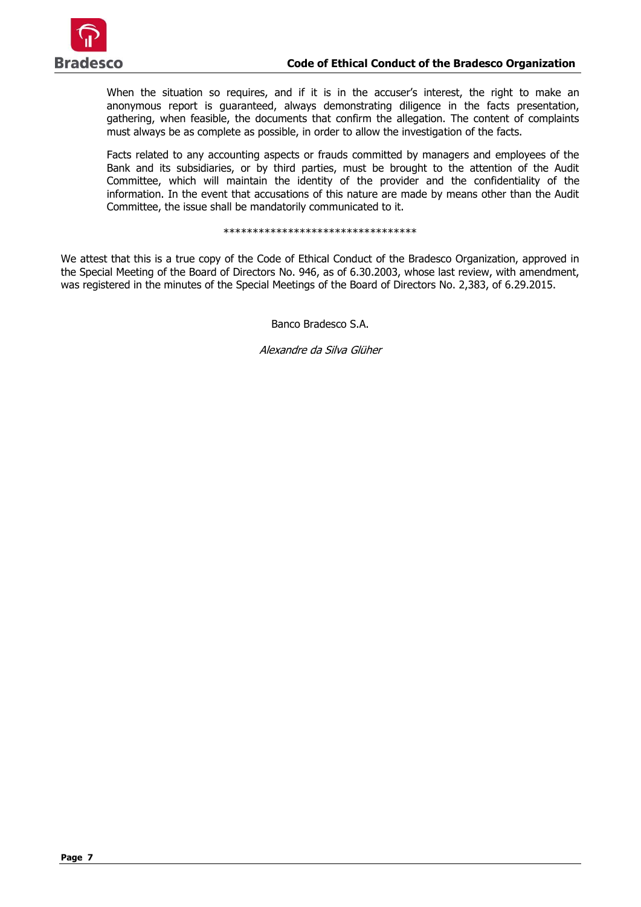When the situation so requires, and if it is in the accuser's interest, the right to make an anonymous report is guaranteed, always demonstrating diligence in the facts presentation, gathering, when feasible, the documents that confirm the allegation. The content of complaints must always be as complete as possible, in order to allow the investigation of the facts.

Facts related to any accounting aspects or frauds committed by managers and employees of the Bank and its subsidiaries, or by third parties, must be brought to the attention of the Audit Committee, which will maintain the identity of the provider and the confidentiality of the information. In the event that accusations of this nature are made by means other than the Audit Committee, the issue shall be mandatorily communicated to it.

*********************************

We attest that this is a true copy of the Code of Ethical Conduct of the Bradesco Organization, approved in the Special Meeting of the Board of Directors No. 946, as of 6.30.2003, whose last review, with amendment, was registered in the minutes of the Special Meetings of the Board of Directors No. 2,383, of 6.29.2015.

Banco Bradesco S.A.

*Alexandre da Silva Glüher*